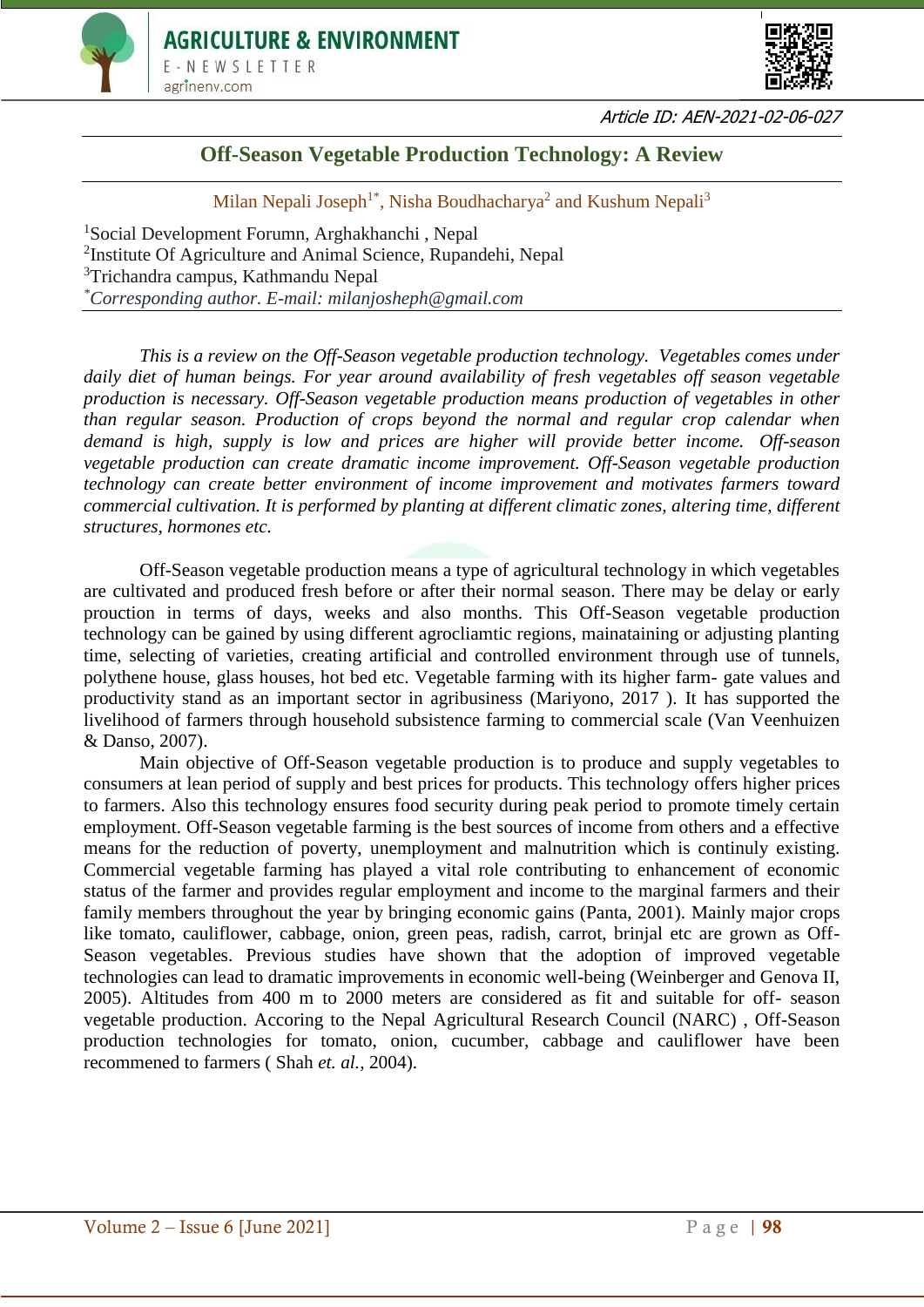Article ID: AEN-2021-02-06-027

# Off-Season Vegetable Production Technology: A Review

Milan Nepali Joseph[1*], Nisha Boudhacharya[2] and Kushum Nepali[3]

[1]Social Development Forumn, Arghakhanchi , Nepal
[2]Institute Of Agriculture and Animal Science, Rupandehi, Nepal
[3]Trichandra campus, Kathmandu Nepal
[*]*Corresponding author. E-mail: milanjosheph@gmail.com*

*This is a review on the Off-Season vegetable production technology. Vegetables comes under daily diet of human beings. For year around availability of fresh vegetables off season vegetable production is necessary. Off-Season vegetable production means production of vegetables in other than regular season. Production of crops beyond the normal and regular crop calendar when demand is high, supply is low and prices are higher will provide better income. Off-season vegetable production can create dramatic income improvement. Off-Season vegetable production technology can create better environment of income improvement and motivates farmers toward commercial cultivation. It is performed by planting at different climatic zones, altering time, different structures, hormones etc.*

Off-Season vegetable production means a type of agricultural technology in which vegetables are cultivated and produced fresh before or after their normal season. There may be delay or early prouction in terms of days, weeks and also months. This Off-Season vegetable production technology can be gained by using different agrocliamtic regions, mainataining or adjusting planting time, selecting of varieties, creating artificial and controlled environment through use of tunnels, polythene house, glass houses, hot bed etc. Vegetable farming with its higher farm- gate values and productivity stand as an important sector in agribusiness (Mariyono, 2017 ). It has supported the livelihood of farmers through household subsistence farming to commercial scale (Van Veenhuizen & Danso, 2007).

Main objective of Off-Season vegetable production is to produce and supply vegetables to consumers at lean period of supply and best prices for products. This technology offers higher prices to farmers. Also this technology ensures food security during peak period to promote timely certain employment. Off-Season vegetable farming is the best sources of income from others and a effective means for the reduction of poverty, unemployment and malnutrition which is continuly existing. Commercial vegetable farming has played a vital role contributing to enhancement of economic status of the farmer and provides regular employment and income to the marginal farmers and their family members throughout the year by bringing economic gains (Panta, 2001). Mainly major crops like tomato, cauliflower, cabbage, onion, green peas, radish, carrot, brinjal etc are grown as Off-Season vegetables. Previous studies have shown that the adoption of improved vegetable technologies can lead to dramatic improvements in economic well-being (Weinberger and Genova II, 2005). Altitudes from 400 m to 2000 meters are considered as fit and suitable for off- season vegetable production. Accoring to the Nepal Agricultural Research Council (NARC) , Off-Season production technologies for tomato, onion, cucumber, cabbage and cauliflower have been recommened to farmers ( Shah *et. al.*, 2004).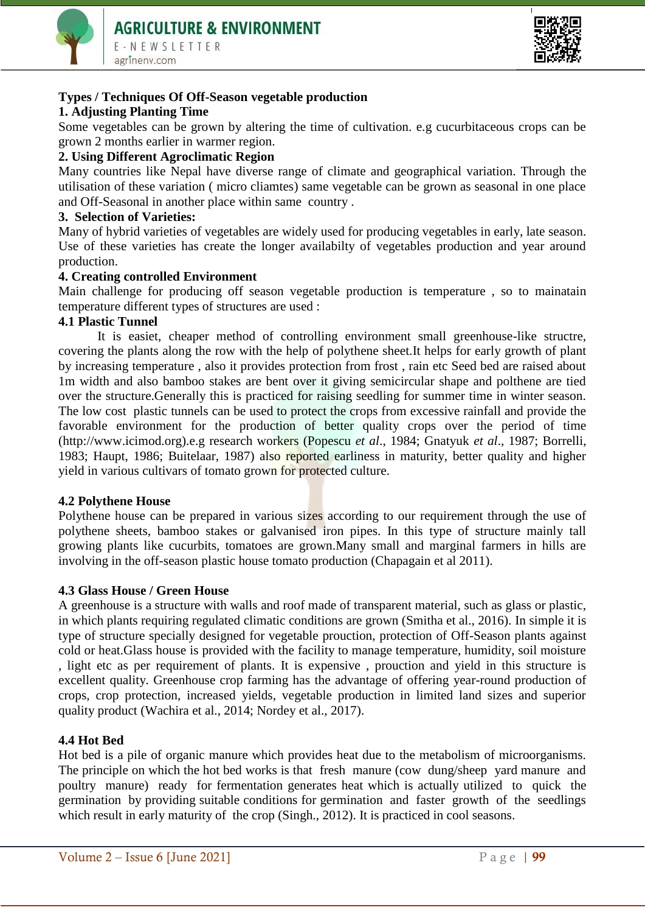## Types / Techniques Of Off-Season vegetable production

### 1. Adjusting Planting Time

Some vegetables can be grown by altering the time of cultivation. e.g cucurbitaceous crops can be grown 2 months earlier in warmer region.

### 2. Using Different Agroclimatic Region

Many countries like Nepal have diverse range of climate and geographical variation. Through the utilisation of these variation ( micro cliamtes) same vegetable can be grown as seasonal in one place and Off-Seasonal in another place within same country .

### 3. Selection of Varieties:

Many of hybrid varieties of vegetables are widely used for producing vegetables in early, late season. Use of these varieties has create the longer availabilty of vegetables production and year around production.

### 4. Creating controlled Environment

Main challenge for producing off season vegetable production is temperature , so to mainatain temperature different types of structures are used :

#### 4.1 Plastic Tunnel

It is easiet, cheaper method of controlling environment small greenhouse-like structre, covering the plants along the row with the help of polythene sheet.It helps for early growth of plant by increasing temperature , also it provides protection from frost , rain etc Seed bed are raised about 1m width and also bamboo stakes are bent over it giving semicircular shape and polthene are tied over the structure.Generally this is practiced for raising seedling for summer time in winter season. The low cost plastic tunnels can be used to protect the crops from excessive rainfall and provide the favorable environment for the production of better quality crops over the period of time (http://www.icimod.org).e.g research workers (Popescu *et al*., 1984; Gnatyuk *et al*., 1987; Borrelli, 1983; Haupt, 1986; Buitelaar, 1987) also reported earliness in maturity, better quality and higher yield in various cultivars of tomato grown for protected culture.

#### 4.2 Polythene House

Polythene house can be prepared in various sizes according to our requirement through the use of polythene sheets, bamboo stakes or galvanised iron pipes. In this type of structure mainly tall growing plants like cucurbits, tomatoes are grown.Many small and marginal farmers in hills are involving in the off-season plastic house tomato production (Chapagain et al 2011).

#### 4.3 Glass House / Green House

A greenhouse is a structure with walls and roof made of transparent material, such as glass or plastic, in which plants requiring regulated climatic conditions are grown (Smitha et al., 2016). In simple it is type of structure specially designed for vegetable prouction, protection of Off-Season plants against cold or heat.Glass house is provided with the facility to manage temperature, humidity, soil moisture , light etc as per requirement of plants. It is expensive , prouction and yield in this structure is excellent quality. Greenhouse crop farming has the advantage of offering year-round production of crops, crop protection, increased yields, vegetable production in limited land sizes and superior quality product (Wachira et al., 2014; Nordey et al., 2017).

#### 4.4 Hot Bed

Hot bed is a pile of organic manure which provides heat due to the metabolism of microorganisms. The principle on which the hot bed works is that fresh manure (cow dung/sheep yard manure and poultry manure) ready for fermentation generates heat which is actually utilized to quick the germination by providing suitable conditions for germination and faster growth of the seedlings which result in early maturity of the crop (Singh., 2012). It is practiced in cool seasons.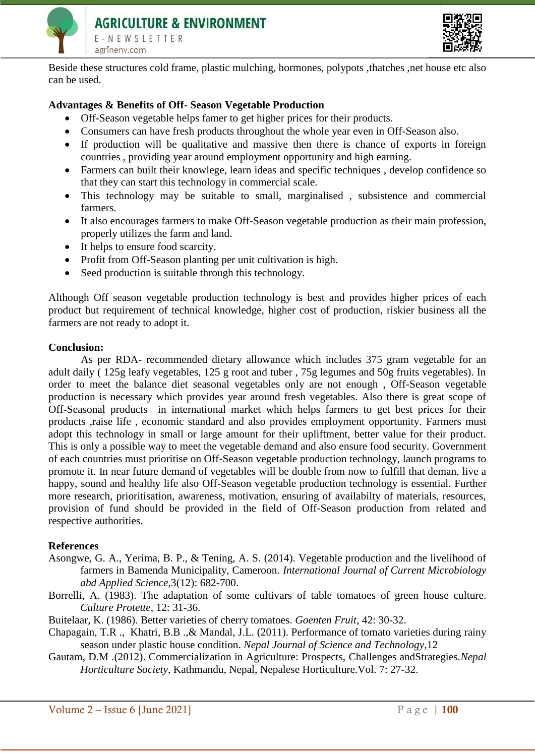Beside these structures cold frame, plastic mulching, hormones, polypots ,thatches ,net house etc also can be used.

**Advantages & Benefits of Off- Season Vegetable Production**

- Off-Season vegetable helps famer to get higher prices for their products.
- Consumers can have fresh products throughout the whole year even in Off-Season also.
- If production will be qualitative and massive then there is chance of exports in foreign countries , providing year around employment opportunity and high earning.
- Farmers can built their knowlege, learn ideas and specific techniques , develop confidence so that they can start this technology in commercial scale.
- This technology may be suitable to small, marginalised , subsistence and commercial farmers.
- It also encourages farmers to make Off-Season vegetable production as their main profession, properly utilizes the farm and land.
- It helps to ensure food scarcity.
- Profit from Off-Season planting per unit cultivation is high.
- Seed production is suitable through this technology.

Although Off season vegetable production technology is best and provides higher prices of each product but requirement of technical knowledge, higher cost of production, riskier business all the farmers are not ready to adopt it.

**Conclusion:**

As per RDA- recommended dietary allowance which includes 375 gram vegetable for an adult daily ( 125g leafy vegetables, 125 g root and tuber , 75g legumes and 50g fruits vegetables). In order to meet the balance diet seasonal vegetables only are not enough , Off-Season vegetable production is necessary which provides year around fresh vegetables. Also there is great scope of Off-Seasonal products in international market which helps farmers to get best prices for their products ,raise life , economic standard and also provides employment opportunity. Farmers must adopt this technology in small or large amount for their upliftment, better value for their product. This is only a possible way to meet the vegetable demand and also ensure food security. Government of each countries must prioritise on Off-Season vegetable production technology, launch programs to promote it. In near future demand of vegetables will be double from now to fulfill that deman, live a happy, sound and healthy life also Off-Season vegetable production technology is essential. Further more research, prioritisation, awareness, motivation, ensuring of availabilty of materials, resources, provision of fund should be provided in the field of Off-Season production from related and respective authorities.

**References**

Asongwe, G. A., Yerima, B. P., & Tening, A. S. (2014). Vegetable production and the livelihood of farmers in Bamenda Municipality, Cameroon. *International Journal of Current Microbiology abd Applied Science*,3(12): 682-700.

Borrelli, A. (1983). The adaptation of some cultivars of table tomatoes of green house culture. *Culture Protette*, 12: 31-36.

Buitelaar, K. (1986). Better varieties of cherry tomatoes. *Goenten Fruit*, 42: 30-32.

Chapagain, T.R ., Khatri, B.B .,& Mandal, J.L. (2011). Performance of tomato varieties during rainy season under plastic house condition. *Nepal Journal of Science and Technology*,12

Gautam, D.M .(2012). Commercialization in Agriculture: Prospects, Challenges andStrategies.*Nepal Horticulture Society*, Kathmandu, Nepal, Nepalese Horticulture.Vol. 7: 27-32.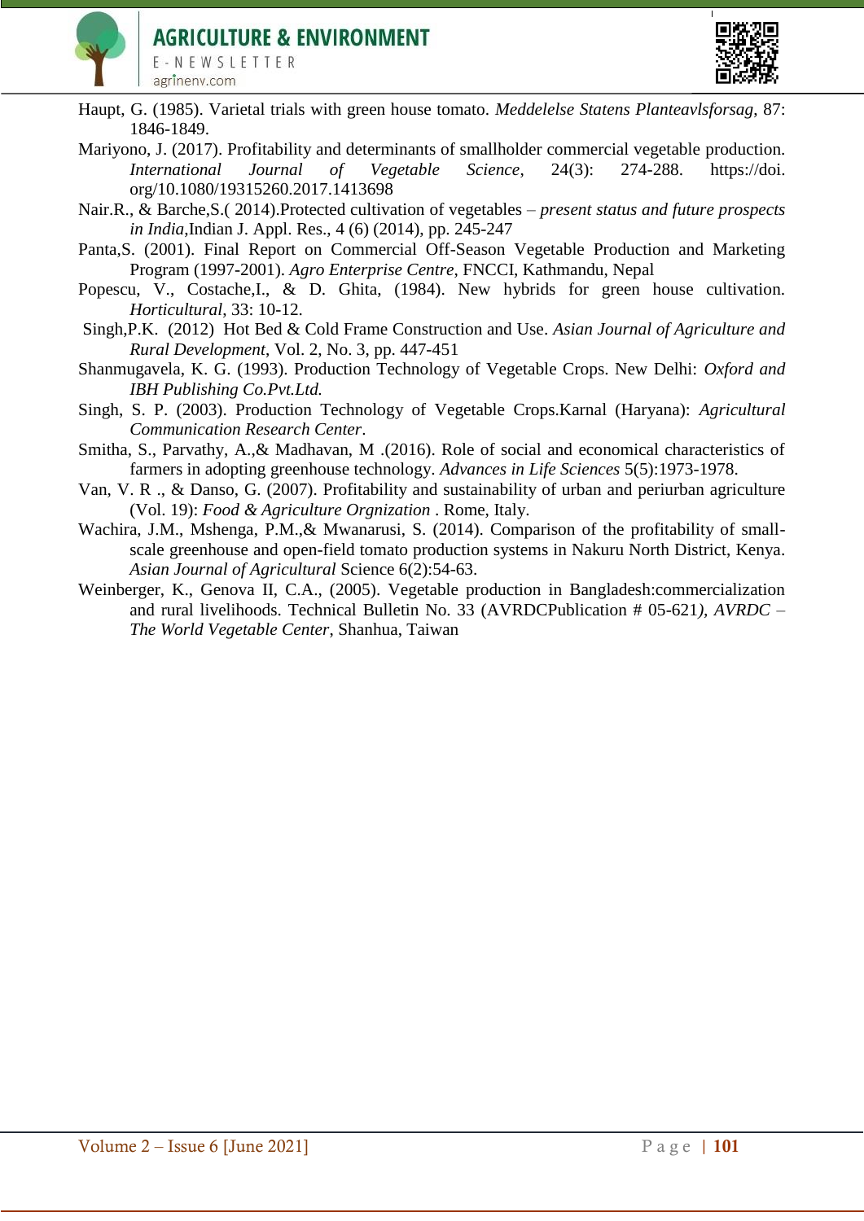Haupt, G. (1985). Varietal trials with green house tomato. *Meddelelse Statens Planteavlsforsag*, 87: 1846-1849.

Mariyono, J. (2017). Profitability and determinants of smallholder commercial vegetable production. *International Journal of Vegetable Science*, 24(3): 274-288. https://doi. org/10.1080/19315260.2017.1413698

Nair.R., & Barche,S.( 2014).Protected cultivation of vegetables – *present status and future prospects in India*,Indian J. Appl. Res., 4 (6) (2014), pp. 245-247

Panta,S. (2001). Final Report on Commercial Off-Season Vegetable Production and Marketing Program (1997-2001). *Agro Enterprise Centre*, FNCCI, Kathmandu, Nepal

Popescu, V., Costache,I., & D. Ghita, (1984). New hybrids for green house cultivation. *Horticultural*, 33: 10-12.

Singh,P.K. (2012) Hot Bed & Cold Frame Construction and Use. *Asian Journal of Agriculture and Rural Development*, Vol. 2, No. 3, pp. 447-451

Shanmugavela, K. G. (1993). Production Technology of Vegetable Crops. New Delhi: *Oxford and IBH Publishing Co.Pvt.Ltd.*

Singh, S. P. (2003). Production Technology of Vegetable Crops.Karnal (Haryana): *Agricultural Communication Research Center*.

Smitha, S., Parvathy, A.,& Madhavan, M .(2016). Role of social and economical characteristics of farmers in adopting greenhouse technology. *Advances in Life Sciences* 5(5):1973-1978.

Van, V. R ., & Danso, G. (2007). Profitability and sustainability of urban and periurban agriculture (Vol. 19): *Food & Agriculture Orgnization* . Rome, Italy.

Wachira, J.M., Mshenga, P.M.,& Mwanarusi, S. (2014). Comparison of the profitability of small-scale greenhouse and open-field tomato production systems in Nakuru North District, Kenya. *Asian Journal of Agricultural* Science 6(2):54-63.

Weinberger, K., Genova II, C.A., (2005). Vegetable production in Bangladesh:commercialization and rural livelihoods. Technical Bulletin No. 33 (AVRDCPublication # 05-621*), AVRDC – The World Vegetable Center*, Shanhua, Taiwan